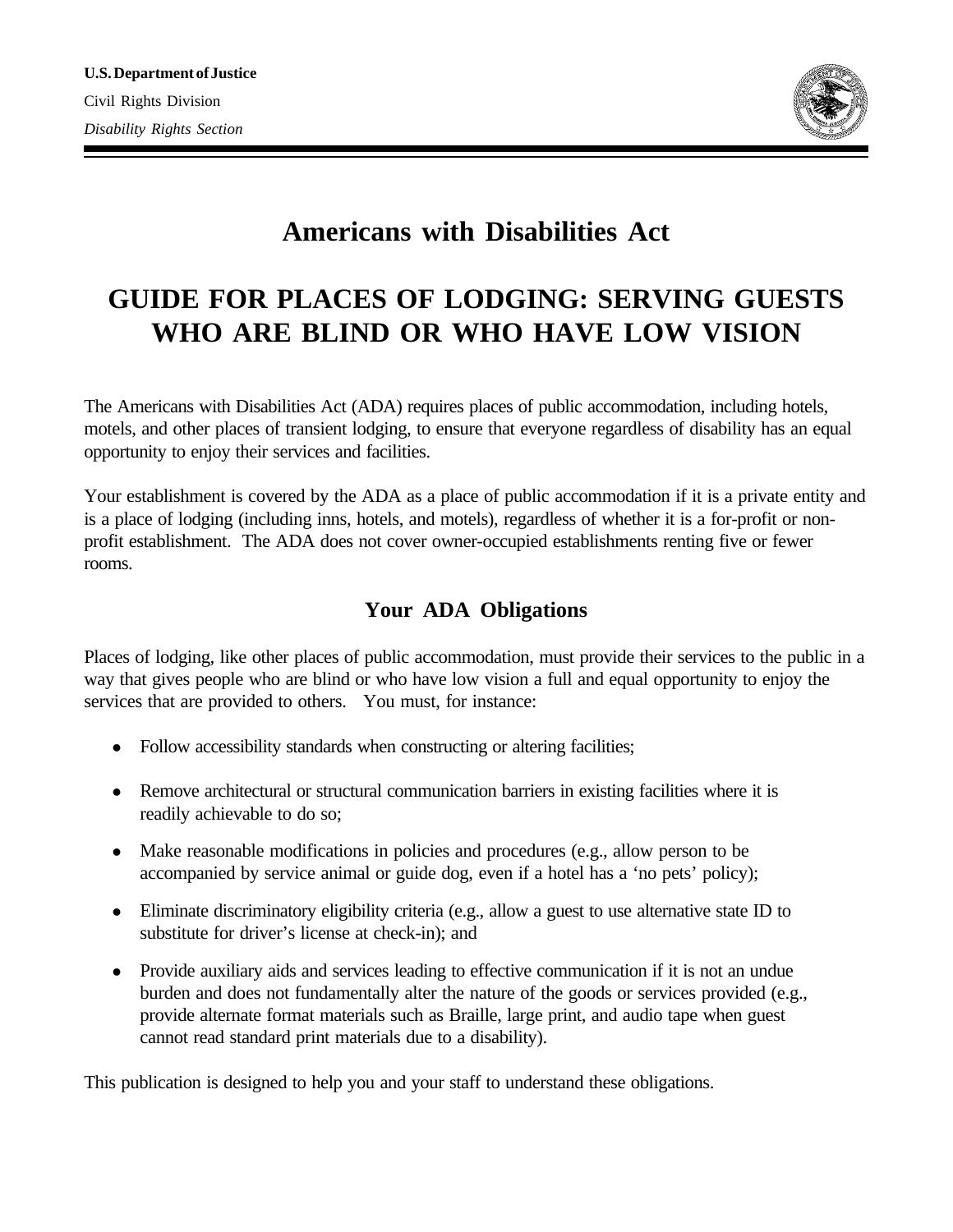**U.S. Department of Justice**

Civil Rights Division

*Disability Rights Section*

# Americans with Disabilities Act

# GUIDE FOR PLACES OF LODGING: SERVING GUESTS WHO ARE BLIND OR WHO HAVE LOW VISION

The Americans with Disabilities Act (ADA) requires places of public accommodation, including hotels, motels, and other places of transient lodging, to ensure that everyone regardless of disability has an equal opportunity to enjoy their services and facilities.

Your establishment is covered by the ADA as a place of public accommodation if it is a private entity and is a place of lodging (including inns, hotels, and motels), regardless of whether it is a for-profit or non-profit establishment. The ADA does not cover owner-occupied establishments renting five or fewer rooms.

## Your ADA Obligations

Places of lodging, like other places of public accommodation, must provide their services to the public in a way that gives people who are blind or who have low vision a full and equal opportunity to enjoy the services that are provided to others. You must, for instance:

- Follow accessibility standards when constructing or altering facilities;
- Remove architectural or structural communication barriers in existing facilities where it is readily achievable to do so;
- Make reasonable modifications in policies and procedures (e.g., allow person to be accompanied by service animal or guide dog, even if a hotel has a 'no pets' policy);
- Eliminate discriminatory eligibility criteria (e.g., allow a guest to use alternative state ID to substitute for driver's license at check-in); and
- Provide auxiliary aids and services leading to effective communication if it is not an undue burden and does not fundamentally alter the nature of the goods or services provided (e.g., provide alternate format materials such as Braille, large print, and audio tape when guest cannot read standard print materials due to a disability).

This publication is designed to help you and your staff to understand these obligations.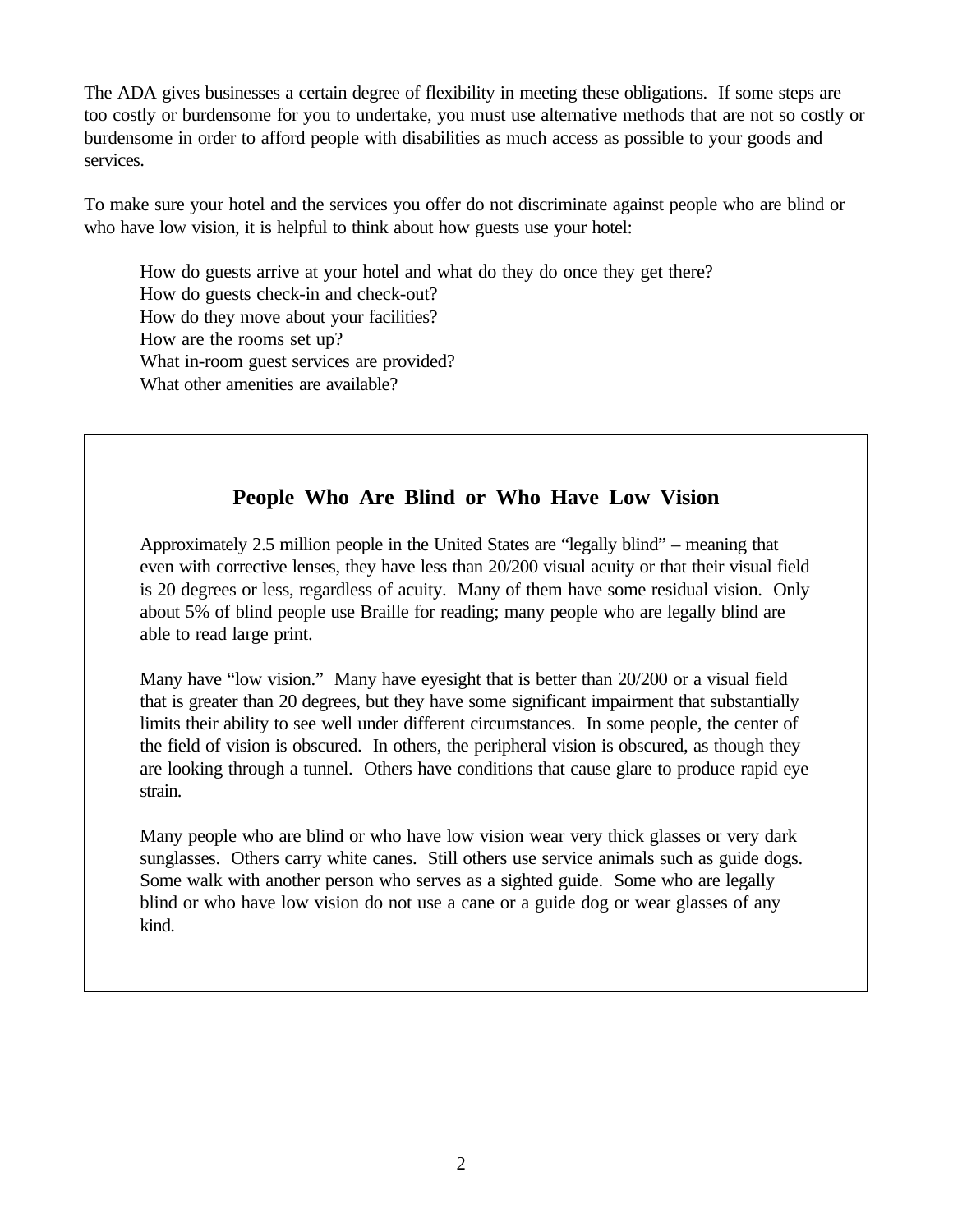The ADA gives businesses a certain degree of flexibility in meeting these obligations. If some steps are too costly or burdensome for you to undertake, you must use alternative methods that are not so costly or burdensome in order to afford people with disabilities as much access as possible to your goods and services.

To make sure your hotel and the services you offer do not discriminate against people who are blind or who have low vision, it is helpful to think about how guests use your hotel:

How do guests arrive at your hotel and what do they do once they get there?
How do guests check-in and check-out?
How do they move about your facilities?
How are the rooms set up?
What in-room guest services are provided?
What other amenities are available?

## People Who Are Blind or Who Have Low Vision

Approximately 2.5 million people in the United States are "legally blind" – meaning that even with corrective lenses, they have less than 20/200 visual acuity or that their visual field is 20 degrees or less, regardless of acuity. Many of them have some residual vision. Only about 5% of blind people use Braille for reading; many people who are legally blind are able to read large print.

Many have "low vision." Many have eyesight that is better than 20/200 or a visual field that is greater than 20 degrees, but they have some significant impairment that substantially limits their ability to see well under different circumstances. In some people, the center of the field of vision is obscured. In others, the peripheral vision is obscured, as though they are looking through a tunnel. Others have conditions that cause glare to produce rapid eye strain.

Many people who are blind or who have low vision wear very thick glasses or very dark sunglasses. Others carry white canes. Still others use service animals such as guide dogs. Some walk with another person who serves as a sighted guide. Some who are legally blind or who have low vision do not use a cane or a guide dog or wear glasses of any kind.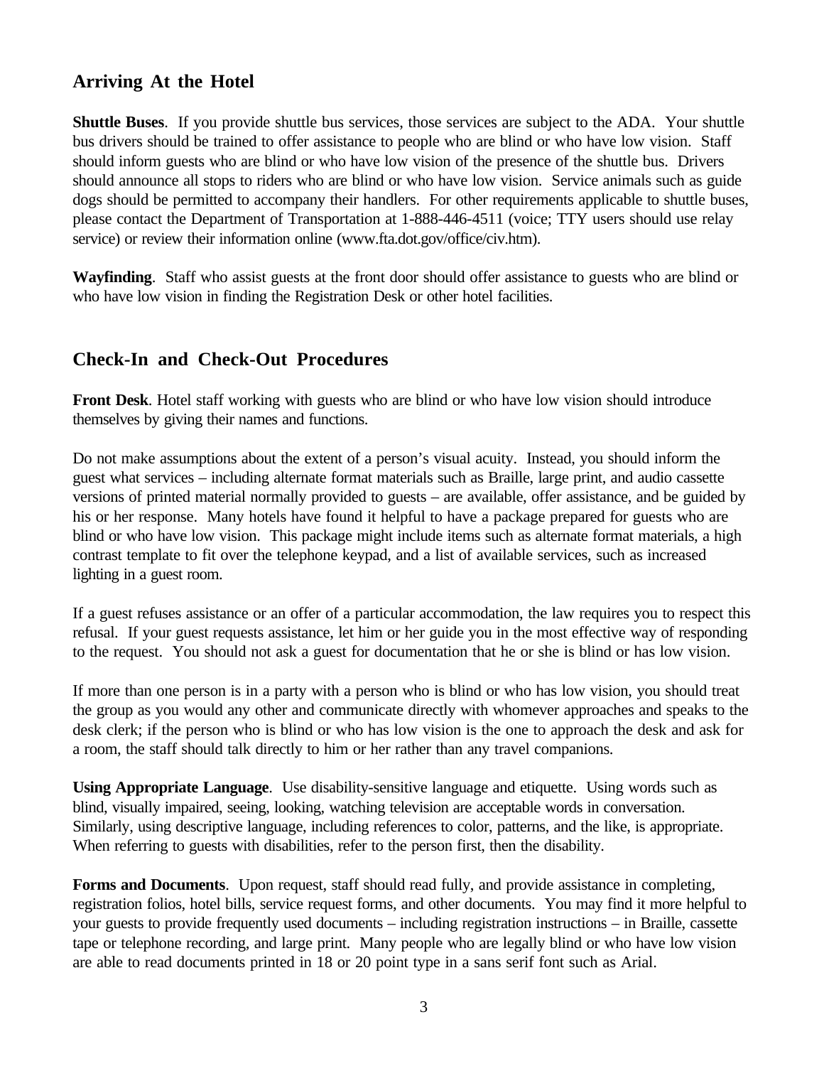## Arriving At the Hotel

**Shuttle Buses**. If you provide shuttle bus services, those services are subject to the ADA. Your shuttle bus drivers should be trained to offer assistance to people who are blind or who have low vision. Staff should inform guests who are blind or who have low vision of the presence of the shuttle bus. Drivers should announce all stops to riders who are blind or who have low vision. Service animals such as guide dogs should be permitted to accompany their handlers. For other requirements applicable to shuttle buses, please contact the Department of Transportation at 1-888-446-4511 (voice; TTY users should use relay service) or review their information online (www.fta.dot.gov/office/civ.htm).

**Wayfinding**. Staff who assist guests at the front door should offer assistance to guests who are blind or who have low vision in finding the Registration Desk or other hotel facilities.

## Check-In and Check-Out Procedures

**Front Desk**. Hotel staff working with guests who are blind or who have low vision should introduce themselves by giving their names and functions.

Do not make assumptions about the extent of a person's visual acuity. Instead, you should inform the guest what services – including alternate format materials such as Braille, large print, and audio cassette versions of printed material normally provided to guests – are available, offer assistance, and be guided by his or her response. Many hotels have found it helpful to have a package prepared for guests who are blind or who have low vision. This package might include items such as alternate format materials, a high contrast template to fit over the telephone keypad, and a list of available services, such as increased lighting in a guest room.

If a guest refuses assistance or an offer of a particular accommodation, the law requires you to respect this refusal. If your guest requests assistance, let him or her guide you in the most effective way of responding to the request. You should not ask a guest for documentation that he or she is blind or has low vision.

If more than one person is in a party with a person who is blind or who has low vision, you should treat the group as you would any other and communicate directly with whomever approaches and speaks to the desk clerk; if the person who is blind or who has low vision is the one to approach the desk and ask for a room, the staff should talk directly to him or her rather than any travel companions.

**Using Appropriate Language**. Use disability-sensitive language and etiquette. Using words such as blind, visually impaired, seeing, looking, watching television are acceptable words in conversation. Similarly, using descriptive language, including references to color, patterns, and the like, is appropriate. When referring to guests with disabilities, refer to the person first, then the disability.

**Forms and Documents**. Upon request, staff should read fully, and provide assistance in completing, registration folios, hotel bills, service request forms, and other documents. You may find it more helpful to your guests to provide frequently used documents – including registration instructions – in Braille, cassette tape or telephone recording, and large print. Many people who are legally blind or who have low vision are able to read documents printed in 18 or 20 point type in a sans serif font such as Arial.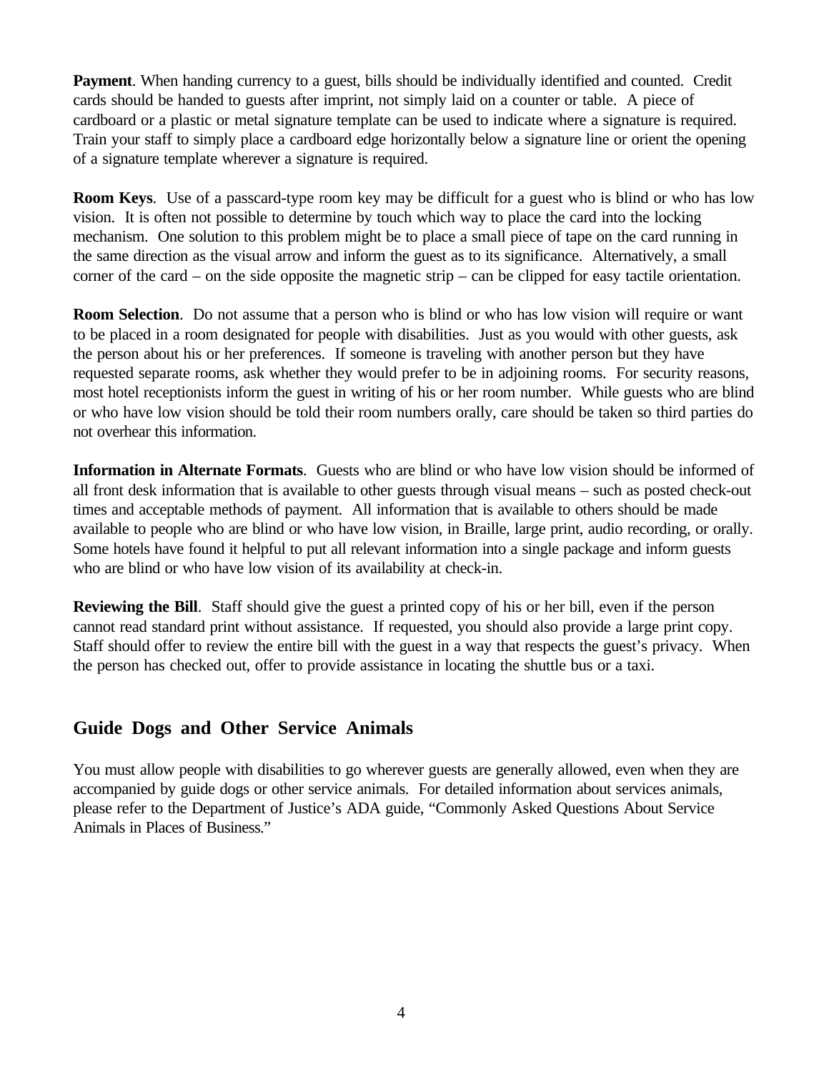**Payment**. When handing currency to a guest, bills should be individually identified and counted. Credit cards should be handed to guests after imprint, not simply laid on a counter or table. A piece of cardboard or a plastic or metal signature template can be used to indicate where a signature is required. Train your staff to simply place a cardboard edge horizontally below a signature line or orient the opening of a signature template wherever a signature is required.

**Room Keys**. Use of a passcard-type room key may be difficult for a guest who is blind or who has low vision. It is often not possible to determine by touch which way to place the card into the locking mechanism. One solution to this problem might be to place a small piece of tape on the card running in the same direction as the visual arrow and inform the guest as to its significance. Alternatively, a small corner of the card – on the side opposite the magnetic strip – can be clipped for easy tactile orientation.

**Room Selection**. Do not assume that a person who is blind or who has low vision will require or want to be placed in a room designated for people with disabilities. Just as you would with other guests, ask the person about his or her preferences. If someone is traveling with another person but they have requested separate rooms, ask whether they would prefer to be in adjoining rooms. For security reasons, most hotel receptionists inform the guest in writing of his or her room number. While guests who are blind or who have low vision should be told their room numbers orally, care should be taken so third parties do not overhear this information.

**Information in Alternate Formats**. Guests who are blind or who have low vision should be informed of all front desk information that is available to other guests through visual means – such as posted check-out times and acceptable methods of payment. All information that is available to others should be made available to people who are blind or who have low vision, in Braille, large print, audio recording, or orally. Some hotels have found it helpful to put all relevant information into a single package and inform guests who are blind or who have low vision of its availability at check-in.

**Reviewing the Bill**. Staff should give the guest a printed copy of his or her bill, even if the person cannot read standard print without assistance. If requested, you should also provide a large print copy. Staff should offer to review the entire bill with the guest in a way that respects the guest's privacy. When the person has checked out, offer to provide assistance in locating the shuttle bus or a taxi.

## Guide Dogs and Other Service Animals

You must allow people with disabilities to go wherever guests are generally allowed, even when they are accompanied by guide dogs or other service animals. For detailed information about services animals, please refer to the Department of Justice's ADA guide, "Commonly Asked Questions About Service Animals in Places of Business."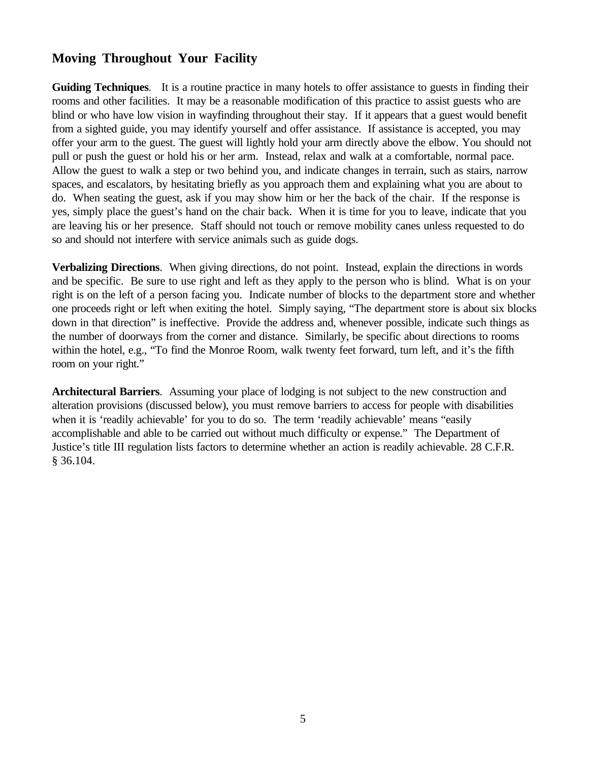## Moving Throughout Your Facility

**Guiding Techniques**. It is a routine practice in many hotels to offer assistance to guests in finding their rooms and other facilities. It may be a reasonable modification of this practice to assist guests who are blind or who have low vision in wayfinding throughout their stay. If it appears that a guest would benefit from a sighted guide, you may identify yourself and offer assistance. If assistance is accepted, you may offer your arm to the guest. The guest will lightly hold your arm directly above the elbow. You should not pull or push the guest or hold his or her arm. Instead, relax and walk at a comfortable, normal pace. Allow the guest to walk a step or two behind you, and indicate changes in terrain, such as stairs, narrow spaces, and escalators, by hesitating briefly as you approach them and explaining what you are about to do. When seating the guest, ask if you may show him or her the back of the chair. If the response is yes, simply place the guest's hand on the chair back. When it is time for you to leave, indicate that you are leaving his or her presence. Staff should not touch or remove mobility canes unless requested to do so and should not interfere with service animals such as guide dogs.

**Verbalizing Directions**. When giving directions, do not point. Instead, explain the directions in words and be specific. Be sure to use right and left as they apply to the person who is blind. What is on your right is on the left of a person facing you. Indicate number of blocks to the department store and whether one proceeds right or left when exiting the hotel. Simply saying, "The department store is about six blocks down in that direction" is ineffective. Provide the address and, whenever possible, indicate such things as the number of doorways from the corner and distance. Similarly, be specific about directions to rooms within the hotel, e.g., "To find the Monroe Room, walk twenty feet forward, turn left, and it's the fifth room on your right."

**Architectural Barriers**. Assuming your place of lodging is not subject to the new construction and alteration provisions (discussed below), you must remove barriers to access for people with disabilities when it is 'readily achievable' for you to do so. The term 'readily achievable' means "easily accomplishable and able to be carried out without much difficulty or expense." The Department of Justice's title III regulation lists factors to determine whether an action is readily achievable. 28 C.F.R. § 36.104.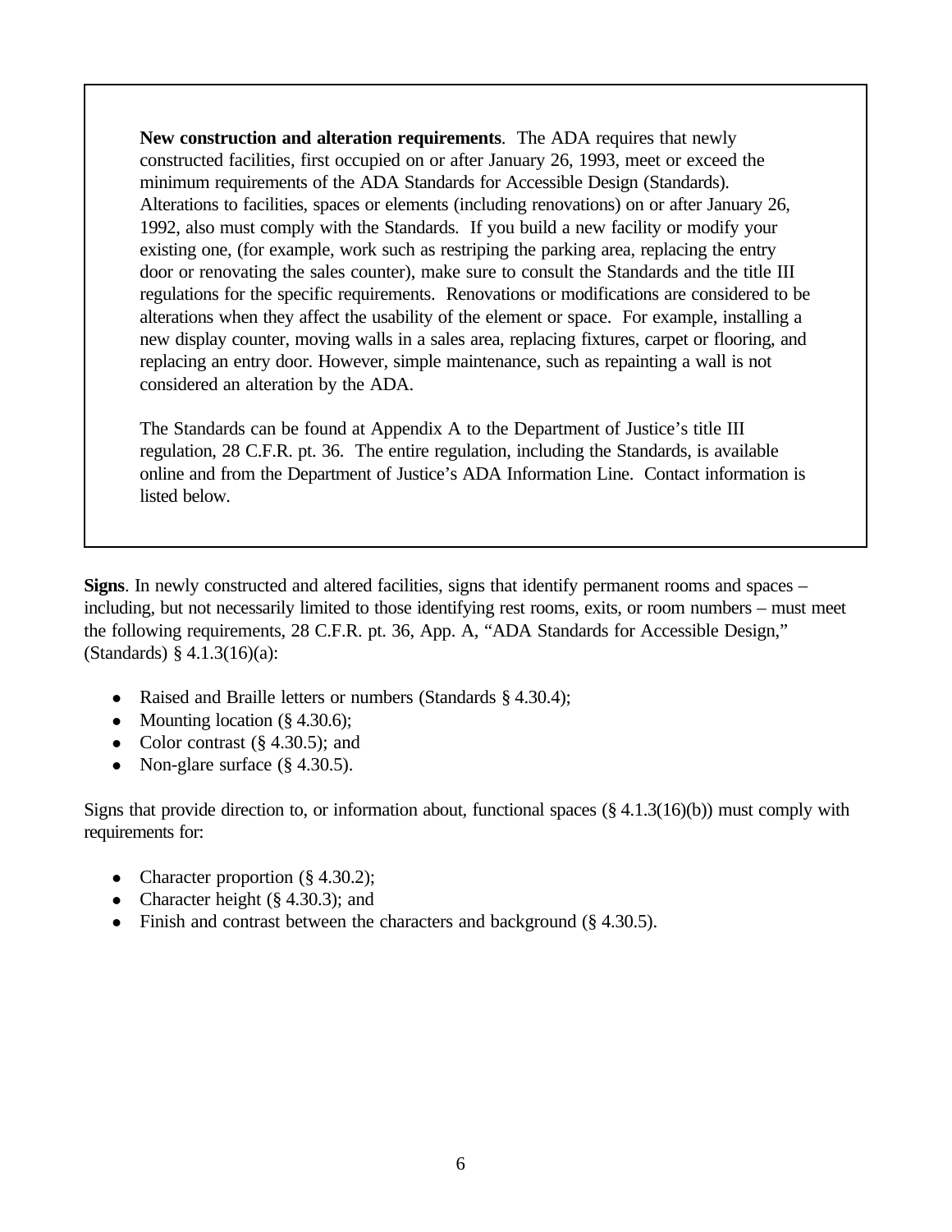**New construction and alteration requirements**. The ADA requires that newly constructed facilities, first occupied on or after January 26, 1993, meet or exceed the minimum requirements of the ADA Standards for Accessible Design (Standards). Alterations to facilities, spaces or elements (including renovations) on or after January 26, 1992, also must comply with the Standards. If you build a new facility or modify your existing one, (for example, work such as restriping the parking area, replacing the entry door or renovating the sales counter), make sure to consult the Standards and the title III regulations for the specific requirements. Renovations or modifications are considered to be alterations when they affect the usability of the element or space. For example, installing a new display counter, moving walls in a sales area, replacing fixtures, carpet or flooring, and replacing an entry door. However, simple maintenance, such as repainting a wall is not considered an alteration by the ADA.

The Standards can be found at Appendix A to the Department of Justice's title III regulation, 28 C.F.R. pt. 36. The entire regulation, including the Standards, is available online and from the Department of Justice's ADA Information Line. Contact information is listed below.

**Signs**. In newly constructed and altered facilities, signs that identify permanent rooms and spaces – including, but not necessarily limited to those identifying rest rooms, exits, or room numbers – must meet the following requirements, 28 C.F.R. pt. 36, App. A, "ADA Standards for Accessible Design," (Standards) § 4.1.3(16)(a):

- Raised and Braille letters or numbers (Standards § 4.30.4);
- Mounting location (§ 4.30.6);
- Color contrast (§ 4.30.5); and
- Non-glare surface (§ 4.30.5).

Signs that provide direction to, or information about, functional spaces (§ 4.1.3(16)(b)) must comply with requirements for:

- Character proportion (§ 4.30.2);
- Character height (§ 4.30.3); and
- Finish and contrast between the characters and background (§ 4.30.5).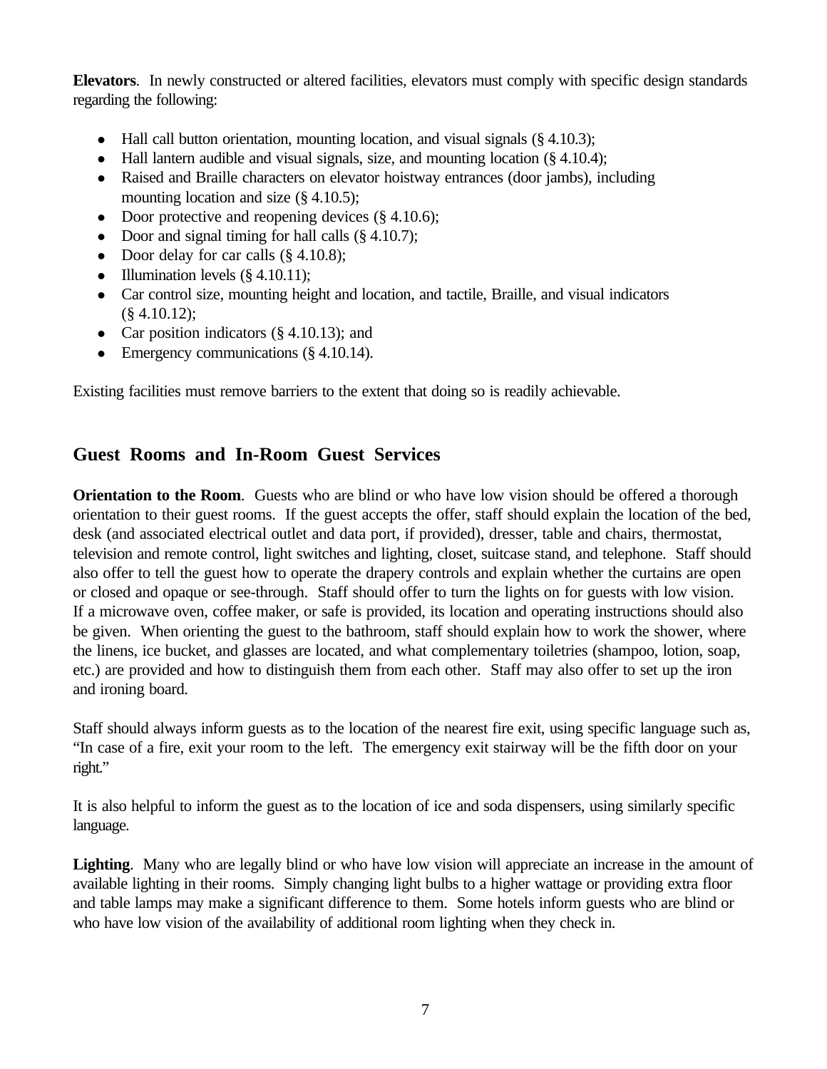**Elevators**. In newly constructed or altered facilities, elevators must comply with specific design standards regarding the following:

- Hall call button orientation, mounting location, and visual signals (§ 4.10.3);
- Hall lantern audible and visual signals, size, and mounting location (§ 4.10.4);
- Raised and Braille characters on elevator hoistway entrances (door jambs), including mounting location and size (§ 4.10.5);
- Door protective and reopening devices (§ 4.10.6);
- Door and signal timing for hall calls (§ 4.10.7);
- Door delay for car calls (§ 4.10.8);
- Illumination levels (§ 4.10.11);
- Car control size, mounting height and location, and tactile, Braille, and visual indicators (§ 4.10.12);
- Car position indicators (§ 4.10.13); and
- Emergency communications (§ 4.10.14).

Existing facilities must remove barriers to the extent that doing so is readily achievable.

## Guest Rooms and In-Room Guest Services

**Orientation to the Room**. Guests who are blind or who have low vision should be offered a thorough orientation to their guest rooms. If the guest accepts the offer, staff should explain the location of the bed, desk (and associated electrical outlet and data port, if provided), dresser, table and chairs, thermostat, television and remote control, light switches and lighting, closet, suitcase stand, and telephone. Staff should also offer to tell the guest how to operate the drapery controls and explain whether the curtains are open or closed and opaque or see-through. Staff should offer to turn the lights on for guests with low vision. If a microwave oven, coffee maker, or safe is provided, its location and operating instructions should also be given. When orienting the guest to the bathroom, staff should explain how to work the shower, where the linens, ice bucket, and glasses are located, and what complementary toiletries (shampoo, lotion, soap, etc.) are provided and how to distinguish them from each other. Staff may also offer to set up the iron and ironing board.

Staff should always inform guests as to the location of the nearest fire exit, using specific language such as, "In case of a fire, exit your room to the left. The emergency exit stairway will be the fifth door on your right."

It is also helpful to inform the guest as to the location of ice and soda dispensers, using similarly specific language.

**Lighting**. Many who are legally blind or who have low vision will appreciate an increase in the amount of available lighting in their rooms. Simply changing light bulbs to a higher wattage or providing extra floor and table lamps may make a significant difference to them. Some hotels inform guests who are blind or who have low vision of the availability of additional room lighting when they check in.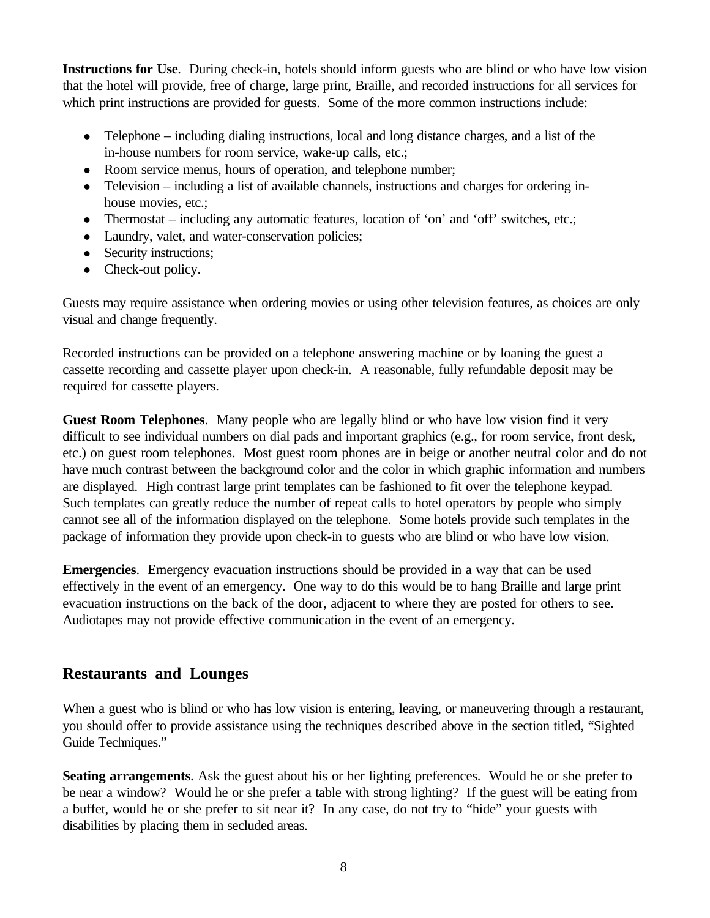**Instructions for Use**. During check-in, hotels should inform guests who are blind or who have low vision that the hotel will provide, free of charge, large print, Braille, and recorded instructions for all services for which print instructions are provided for guests. Some of the more common instructions include:

- Telephone – including dialing instructions, local and long distance charges, and a list of the in-house numbers for room service, wake-up calls, etc.;
- Room service menus, hours of operation, and telephone number;
- Television – including a list of available channels, instructions and charges for ordering in-house movies, etc.;
- Thermostat – including any automatic features, location of 'on' and 'off' switches, etc.;
- Laundry, valet, and water-conservation policies;
- Security instructions;
- Check-out policy.

Guests may require assistance when ordering movies or using other television features, as choices are only visual and change frequently.

Recorded instructions can be provided on a telephone answering machine or by loaning the guest a cassette recording and cassette player upon check-in. A reasonable, fully refundable deposit may be required for cassette players.

**Guest Room Telephones**. Many people who are legally blind or who have low vision find it very difficult to see individual numbers on dial pads and important graphics (e.g., for room service, front desk, etc.) on guest room telephones. Most guest room phones are in beige or another neutral color and do not have much contrast between the background color and the color in which graphic information and numbers are displayed. High contrast large print templates can be fashioned to fit over the telephone keypad. Such templates can greatly reduce the number of repeat calls to hotel operators by people who simply cannot see all of the information displayed on the telephone. Some hotels provide such templates in the package of information they provide upon check-in to guests who are blind or who have low vision.

**Emergencies**. Emergency evacuation instructions should be provided in a way that can be used effectively in the event of an emergency. One way to do this would be to hang Braille and large print evacuation instructions on the back of the door, adjacent to where they are posted for others to see. Audiotapes may not provide effective communication in the event of an emergency.

## Restaurants and Lounges

When a guest who is blind or who has low vision is entering, leaving, or maneuvering through a restaurant, you should offer to provide assistance using the techniques described above in the section titled, "Sighted Guide Techniques."

**Seating arrangements**. Ask the guest about his or her lighting preferences. Would he or she prefer to be near a window? Would he or she prefer a table with strong lighting? If the guest will be eating from a buffet, would he or she prefer to sit near it? In any case, do not try to "hide" your guests with disabilities by placing them in secluded areas.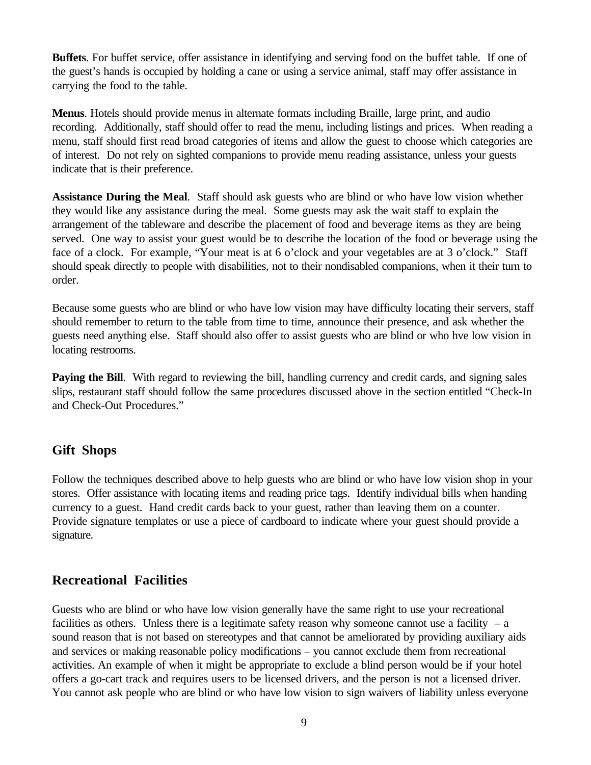**Buffets**. For buffet service, offer assistance in identifying and serving food on the buffet table. If one of the guest's hands is occupied by holding a cane or using a service animal, staff may offer assistance in carrying the food to the table.

**Menus**. Hotels should provide menus in alternate formats including Braille, large print, and audio recording. Additionally, staff should offer to read the menu, including listings and prices. When reading a menu, staff should first read broad categories of items and allow the guest to choose which categories are of interest. Do not rely on sighted companions to provide menu reading assistance, unless your guests indicate that is their preference.

**Assistance During the Meal**. Staff should ask guests who are blind or who have low vision whether they would like any assistance during the meal. Some guests may ask the wait staff to explain the arrangement of the tableware and describe the placement of food and beverage items as they are being served. One way to assist your guest would be to describe the location of the food or beverage using the face of a clock. For example, "Your meat is at 6 o'clock and your vegetables are at 3 o'clock." Staff should speak directly to people with disabilities, not to their nondisabled companions, when it their turn to order.

Because some guests who are blind or who have low vision may have difficulty locating their servers, staff should remember to return to the table from time to time, announce their presence, and ask whether the guests need anything else. Staff should also offer to assist guests who are blind or who hve low vision in locating restrooms.

**Paying the Bill**. With regard to reviewing the bill, handling currency and credit cards, and signing sales slips, restaurant staff should follow the same procedures discussed above in the section entitled "Check-In and Check-Out Procedures."

## Gift Shops

Follow the techniques described above to help guests who are blind or who have low vision shop in your stores. Offer assistance with locating items and reading price tags. Identify individual bills when handing currency to a guest. Hand credit cards back to your guest, rather than leaving them on a counter. Provide signature templates or use a piece of cardboard to indicate where your guest should provide a signature.

## Recreational Facilities

Guests who are blind or who have low vision generally have the same right to use your recreational facilities as others. Unless there is a legitimate safety reason why someone cannot use a facility – a sound reason that is not based on stereotypes and that cannot be ameliorated by providing auxiliary aids and services or making reasonable policy modifications – you cannot exclude them from recreational activities. An example of when it might be appropriate to exclude a blind person would be if your hotel offers a go-cart track and requires users to be licensed drivers, and the person is not a licensed driver. You cannot ask people who are blind or who have low vision to sign waivers of liability unless everyone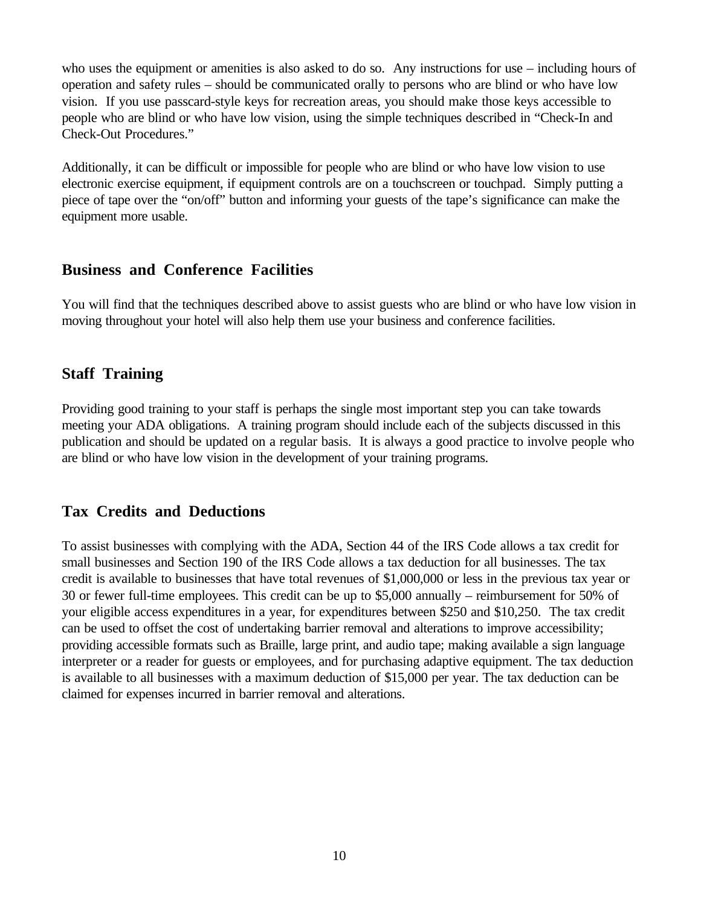who uses the equipment or amenities is also asked to do so. Any instructions for use – including hours of operation and safety rules – should be communicated orally to persons who are blind or who have low vision. If you use passcard-style keys for recreation areas, you should make those keys accessible to people who are blind or who have low vision, using the simple techniques described in "Check-In and Check-Out Procedures."

Additionally, it can be difficult or impossible for people who are blind or who have low vision to use electronic exercise equipment, if equipment controls are on a touchscreen or touchpad. Simply putting a piece of tape over the "on/off" button and informing your guests of the tape's significance can make the equipment more usable.

## Business and Conference Facilities

You will find that the techniques described above to assist guests who are blind or who have low vision in moving throughout your hotel will also help them use your business and conference facilities.

## Staff Training

Providing good training to your staff is perhaps the single most important step you can take towards meeting your ADA obligations. A training program should include each of the subjects discussed in this publication and should be updated on a regular basis. It is always a good practice to involve people who are blind or who have low vision in the development of your training programs.

## Tax Credits and Deductions

To assist businesses with complying with the ADA, Section 44 of the IRS Code allows a tax credit for small businesses and Section 190 of the IRS Code allows a tax deduction for all businesses. The tax credit is available to businesses that have total revenues of $1,000,000 or less in the previous tax year or 30 or fewer full-time employees. This credit can be up to $5,000 annually – reimbursement for 50% of your eligible access expenditures in a year, for expenditures between $250 and $10,250. The tax credit can be used to offset the cost of undertaking barrier removal and alterations to improve accessibility; providing accessible formats such as Braille, large print, and audio tape; making available a sign language interpreter or a reader for guests or employees, and for purchasing adaptive equipment. The tax deduction is available to all businesses with a maximum deduction of $15,000 per year. The tax deduction can be claimed for expenses incurred in barrier removal and alterations.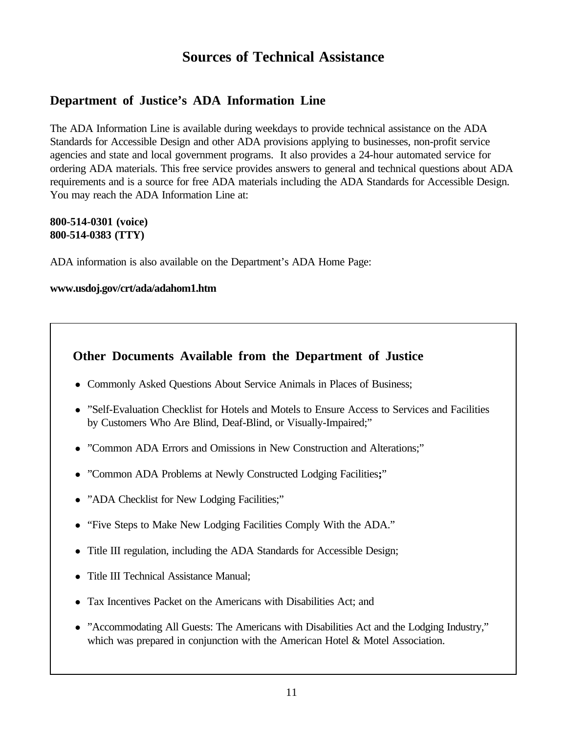# Sources of Technical Assistance

## Department of Justice's ADA Information Line

The ADA Information Line is available during weekdays to provide technical assistance on the ADA Standards for Accessible Design and other ADA provisions applying to businesses, non-profit service agencies and state and local government programs. It also provides a 24-hour automated service for ordering ADA materials. This free service provides answers to general and technical questions about ADA requirements and is a source for free ADA materials including the ADA Standards for Accessible Design. You may reach the ADA Information Line at:

**800-514-0301 (voice)**
**800-514-0383 (TTY)**

ADA information is also available on the Department's ADA Home Page:

**www.usdoj.gov/crt/ada/adahom1.htm**

## Other Documents Available from the Department of Justice

- Commonly Asked Questions About Service Animals in Places of Business;
- "Self-Evaluation Checklist for Hotels and Motels to Ensure Access to Services and Facilities by Customers Who Are Blind, Deaf-Blind, or Visually-Impaired;"
- "Common ADA Errors and Omissions in New Construction and Alterations;"
- "Common ADA Problems at Newly Constructed Lodging Facilities;"
- "ADA Checklist for New Lodging Facilities;"
- "Five Steps to Make New Lodging Facilities Comply With the ADA."
- Title III regulation, including the ADA Standards for Accessible Design;
- Title III Technical Assistance Manual;
- Tax Incentives Packet on the Americans with Disabilities Act; and
- "Accommodating All Guests: The Americans with Disabilities Act and the Lodging Industry," which was prepared in conjunction with the American Hotel & Motel Association.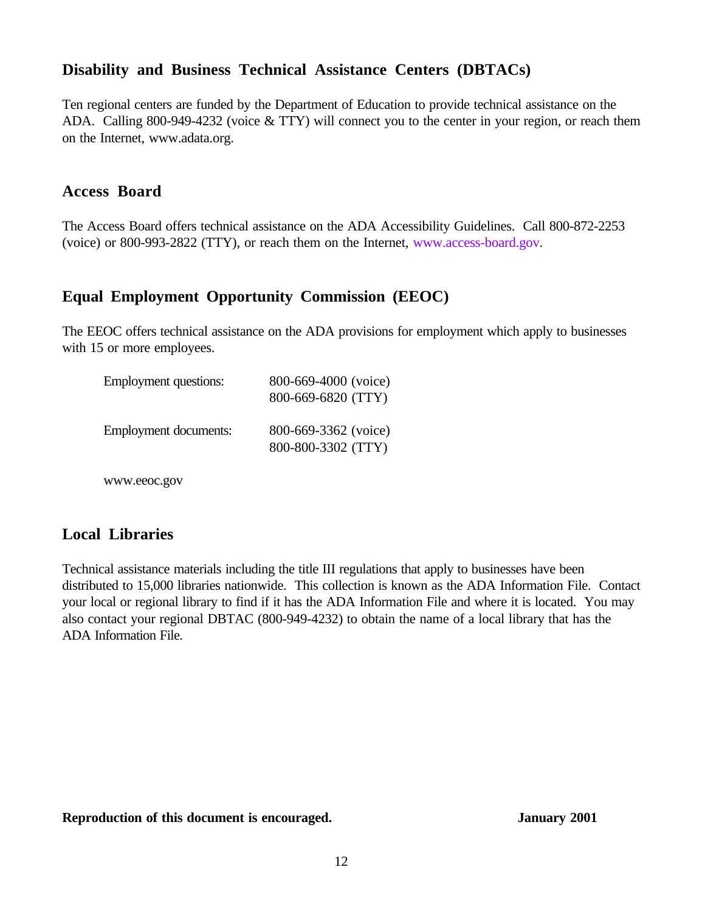## Disability and Business Technical Assistance Centers (DBTACs)

Ten regional centers are funded by the Department of Education to provide technical assistance on the ADA. Calling 800-949-4232 (voice & TTY) will connect you to the center in your region, or reach them on the Internet, www.adata.org.

## Access Board

The Access Board offers technical assistance on the ADA Accessibility Guidelines. Call 800-872-2253 (voice) or 800-993-2822 (TTY), or reach them on the Internet, www.access-board.gov.

## Equal Employment Opportunity Commission (EEOC)

The EEOC offers technical assistance on the ADA provisions for employment which apply to businesses with 15 or more employees.

| | |
|---|---|
| Employment questions: | 800-669-4000 (voice)<br>800-669-6820 (TTY) |
| Employment documents: | 800-669-3362 (voice)<br>800-800-3302 (TTY) |

www.eeoc.gov

## Local Libraries

Technical assistance materials including the title III regulations that apply to businesses have been distributed to 15,000 libraries nationwide. This collection is known as the ADA Information File. Contact your local or regional library to find if it has the ADA Information File and where it is located. You may also contact your regional DBTAC (800-949-4232) to obtain the name of a local library that has the ADA Information File.

**Reproduction of this document is encouraged.** **January 2001**